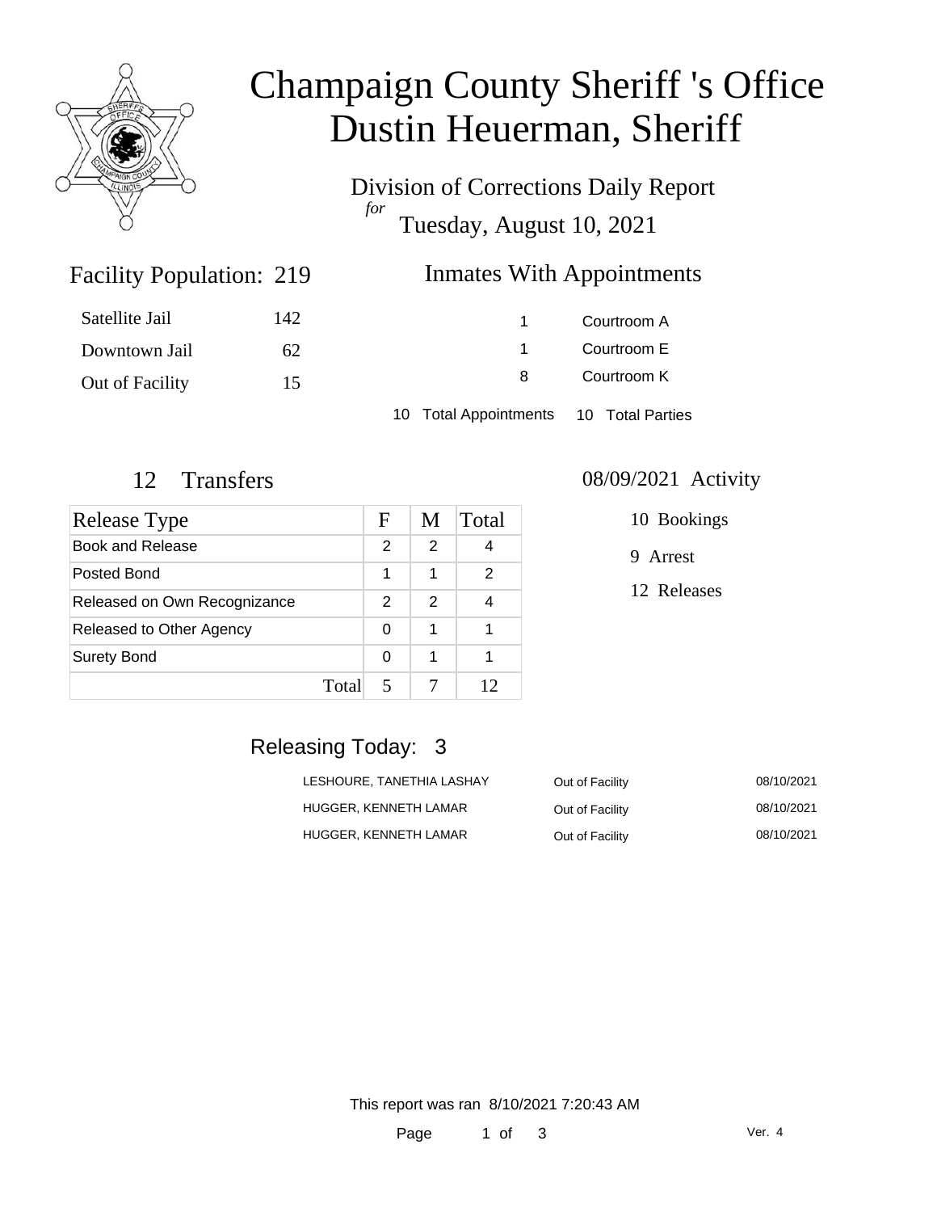# Champaign County Sheriff 's Office
# Dustin Heuerman, Sheriff

Division of Corrections Daily Report
*for*
Tuesday, August 10, 2021

## Facility Population: 219

| | |
|---|---|
| Satellite Jail | 142 |
| Downtown Jail | 62 |
| Out of Facility | 15 |

## Inmates With Appointments

| | |
|---|---|
| 1 | Courtroom A |
| 1 | Courtroom E |
| 8 | Courtroom K |

10 Total Appointments 10 Total Parties

## 12 Transfers

| Release Type | F | M | Total |
|---|---|---|---|
| Book and Release | 2 | 2 | 4 |
| Posted Bond | 1 | 1 | 2 |
| Released on Own Recognizance | 2 | 2 | 4 |
| Released to Other Agency | 0 | 1 | 1 |
| Surety Bond | 0 | 1 | 1 |
| Total | 5 | 7 | 12 |

## 08/09/2021 Activity

10 Bookings

9 Arrest

12 Releases

## Releasing Today: 3

| | | |
|---|---|---|
| LESHOURE, TANETHIA LASHAY | Out of Facility | 08/10/2021 |
| HUGGER, KENNETH LAMAR | Out of Facility | 08/10/2021 |
| HUGGER, KENNETH LAMAR | Out of Facility | 08/10/2021 |

This report was ran 8/10/2021 7:20:43 AM

Ver. 4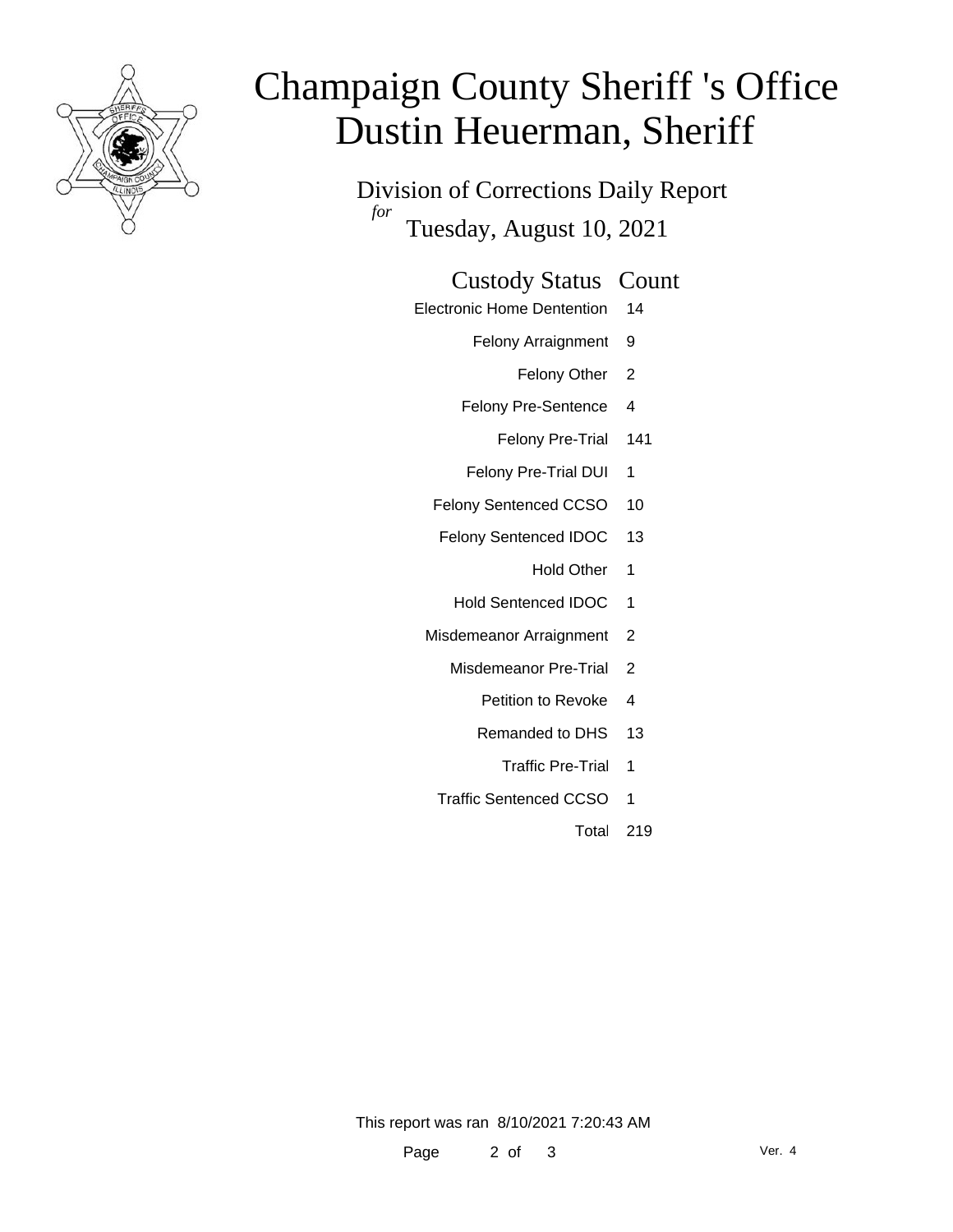# Champaign County Sheriff 's Office
# Dustin Heuerman, Sheriff

Division of Corrections Daily Report

*for*

Tuesday, August 10, 2021

| Custody Status | Count |
|---|---|
| Electronic Home Dentention | 14 |
| Felony Arraignment | 9 |
| Felony Other | 2 |
| Felony Pre-Sentence | 4 |
| Felony Pre-Trial | 141 |
| Felony Pre-Trial DUI | 1 |
| Felony Sentenced CCSO | 10 |
| Felony Sentenced IDOC | 13 |
| Hold Other | 1 |
| Hold Sentenced IDOC | 1 |
| Misdemeanor Arraignment | 2 |
| Misdemeanor Pre-Trial | 2 |
| Petition to Revoke | 4 |
| Remanded to DHS | 13 |
| Traffic Pre-Trial | 1 |
| Traffic Sentenced CCSO | 1 |
| Total | 219 |

This report was ran 8/10/2021 7:20:43 AM

Ver. 4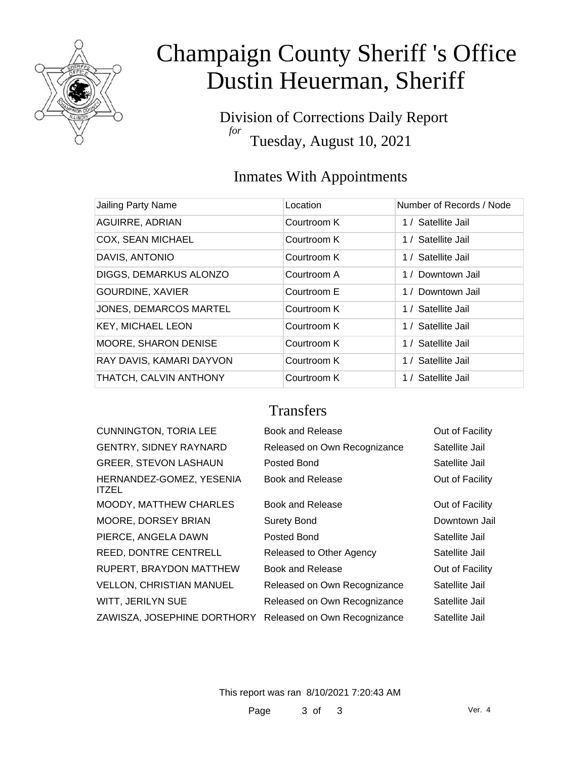# Champaign County Sheriff 's Office
# Dustin Heuerman, Sheriff

Division of Corrections Daily Report
*for*
Tuesday, August 10, 2021

## Inmates With Appointments

| Jailing Party Name | Location | Number of Records / Node |
| --- | --- | --- |
| AGUIRRE, ADRIAN | Courtroom K | 1 / Satellite Jail |
| COX, SEAN MICHAEL | Courtroom K | 1 / Satellite Jail |
| DAVIS, ANTONIO | Courtroom K | 1 / Satellite Jail |
| DIGGS, DEMARKUS ALONZO | Courtroom A | 1 / Downtown Jail |
| GOURDINE, XAVIER | Courtroom E | 1 / Downtown Jail |
| JONES, DEMARCOS MARTEL | Courtroom K | 1 / Satellite Jail |
| KEY, MICHAEL LEON | Courtroom K | 1 / Satellite Jail |
| MOORE, SHARON DENISE | Courtroom K | 1 / Satellite Jail |
| RAY DAVIS, KAMARI DAYVON | Courtroom K | 1 / Satellite Jail |
| THATCH, CALVIN ANTHONY | Courtroom K | 1 / Satellite Jail |

## Transfers

| | | |
| --- | --- | --- |
| CUNNINGTON, TORIA LEE | Book and Release | Out of Facility |
| GENTRY, SIDNEY RAYNARD | Released on Own Recognizance | Satellite Jail |
| GREER, STEVON LASHAUN | Posted Bond | Satellite Jail |
| HERNANDEZ-GOMEZ, YESENIA ITZEL | Book and Release | Out of Facility |
| MOODY, MATTHEW CHARLES | Book and Release | Out of Facility |
| MOORE, DORSEY BRIAN | Surety Bond | Downtown Jail |
| PIERCE, ANGELA DAWN | Posted Bond | Satellite Jail |
| REED, DONTRE CENTRELL | Released to Other Agency | Satellite Jail |
| RUPERT, BRAYDON MATTHEW | Book and Release | Out of Facility |
| VELLON, CHRISTIAN MANUEL | Released on Own Recognizance | Satellite Jail |
| WITT, JERILYN SUE | Released on Own Recognizance | Satellite Jail |
| ZAWISZA, JOSEPHINE DORTHORY | Released on Own Recognizance | Satellite Jail |

This report was ran 8/10/2021 7:20:43 AM

Ver. 4